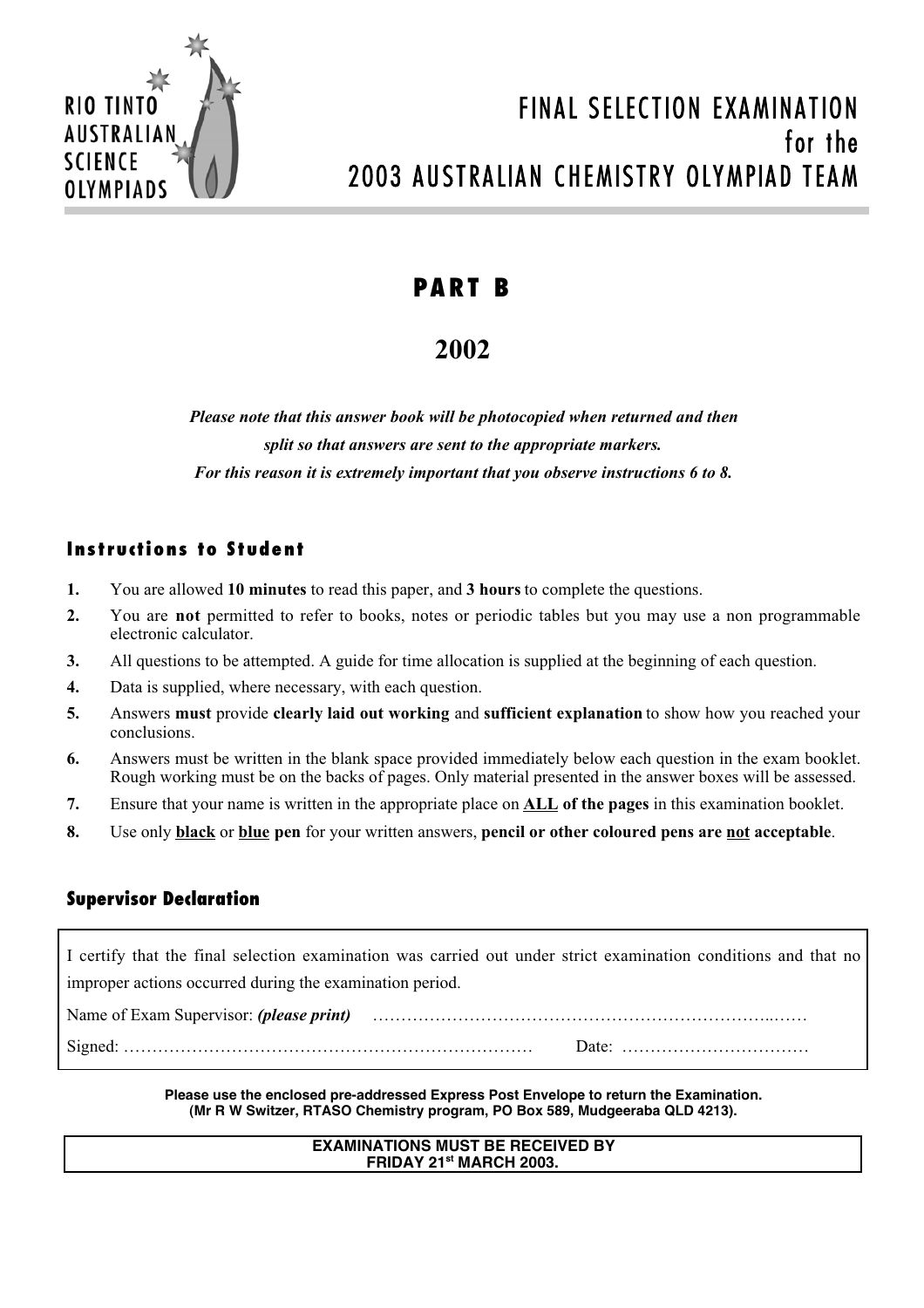RIO TINTO AUSTRALIAN SCIENCE OLYMPIADS

# FINAL SELECTION EXAMINATION for the 2003 AUSTRALIAN CHEMISTRY OLYMPIAD TEAM

## PART B

## 2002

***Please note that this answer book will be photocopied when returned and then split so that answers are sent to the appropriate markers. For this reason it is extremely important that you observe instructions 6 to 8.***

### Instructions to Student

1. You are allowed **10 minutes** to read this paper, and **3 hours** to complete the questions.
2. You are **not** permitted to refer to books, notes or periodic tables but you may use a non programmable electronic calculator.
3. All questions to be attempted. A guide for time allocation is supplied at the beginning of each question.
4. Data is supplied, where necessary, with each question.
5. Answers **must** provide **clearly laid out working** and **sufficient explanation** to show how you reached your conclusions.
6. Answers must be written in the blank space provided immediately below each question in the exam booklet. Rough working must be on the backs of pages. Only material presented in the answer boxes will be assessed.
7. Ensure that your name is written in the appropriate place on **ALL of the pages** in this examination booklet.
8. Use only **black** or **blue pen** for your written answers, **pencil or other coloured pens are not acceptable**.

### Supervisor Declaration

I certify that the final selection examination was carried out under strict examination conditions and that no improper actions occurred during the examination period.

Name of Exam Supervisor: ***(please print)*** ……………………………………………………………..……

Signed: ……………………………………………………………… Date: ……………………………

**Please use the enclosed pre-addressed Express Post Envelope to return the Examination. (Mr R W Switzer, RTASO Chemistry program, PO Box 589, Mudgeeraba QLD 4213).**

**EXAMINATIONS MUST BE RECEIVED BY FRIDAY 21st MARCH 2003.**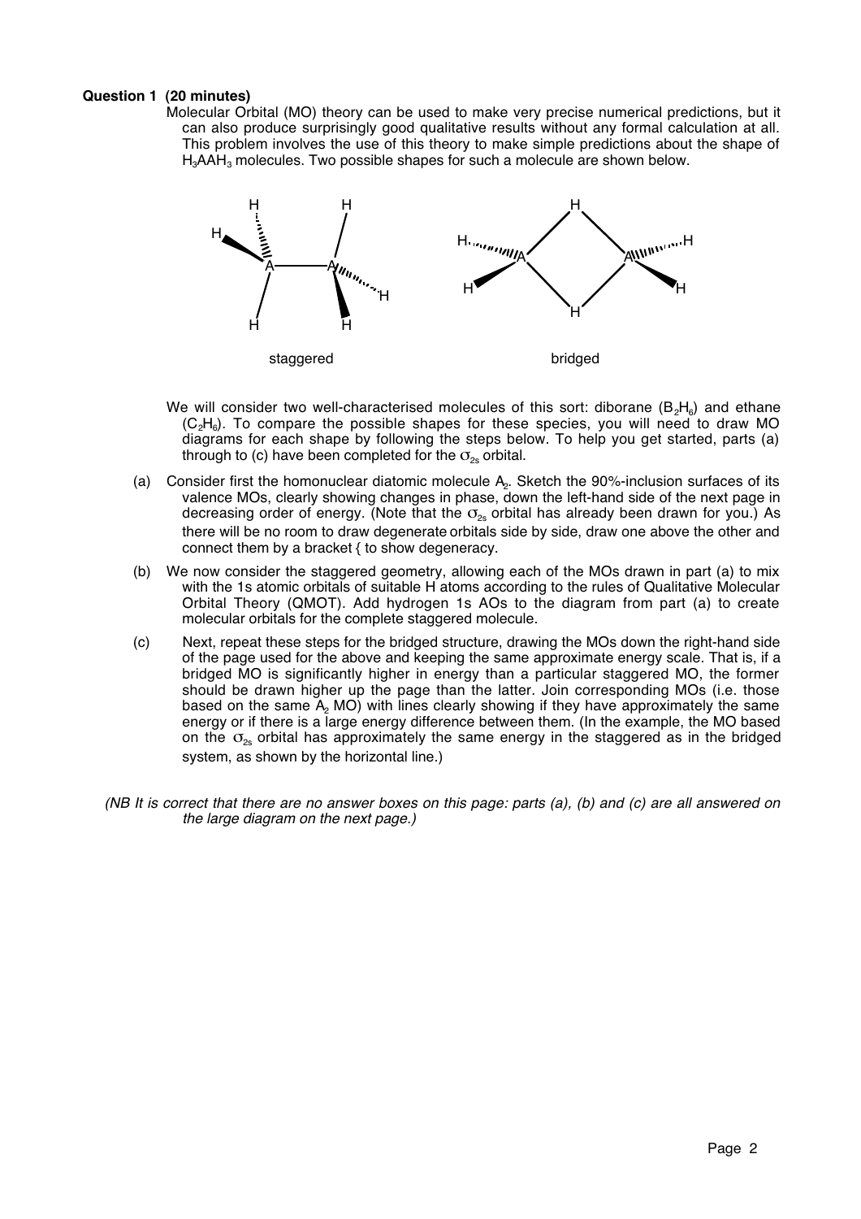**Question 1 (20 minutes)**

Molecular Orbital (MO) theory can be used to make very precise numerical predictions, but it can also produce surprisingly good qualitative results without any formal calculation at all. This problem involves the use of this theory to make simple predictions about the shape of $H_3AAH_3$ molecules. Two possible shapes for such a molecule are shown below.

staggered bridged

We will consider two well-characterised molecules of this sort: diborane ($B_2H_6$) and ethane ($C_2H_6$). To compare the possible shapes for these species, you will need to draw MO diagrams for each shape by following the steps below. To help you get started, parts (a) through to (c) have been completed for the $\sigma_{2s}$ orbital.

(a) Consider first the homonuclear diatomic molecule $A_2$. Sketch the 90%-inclusion surfaces of its valence MOs, clearly showing changes in phase, down the left-hand side of the next page in decreasing order of energy. (Note that the $\sigma_{2s}$ orbital has already been drawn for you.) As there will be no room to draw degenerate orbitals side by side, draw one above the other and connect them by a bracket { to show degeneracy.

(b) We now consider the staggered geometry, allowing each of the MOs drawn in part (a) to mix with the 1s atomic orbitals of suitable H atoms according to the rules of Qualitative Molecular Orbital Theory (QMOT). Add hydrogen 1s AOs to the diagram from part (a) to create molecular orbitals for the complete staggered molecule.

(c) Next, repeat these steps for the bridged structure, drawing the MOs down the right-hand side of the page used for the above and keeping the same approximate energy scale. That is, if a bridged MO is significantly higher in energy than a particular staggered MO, the former should be drawn higher up the page than the latter. Join corresponding MOs (i.e. those based on the same $A_2$ MO) with lines clearly showing if they have approximately the same energy or if there is a large energy difference between them. (In the example, the MO based on the $\sigma_{2s}$ orbital has approximately the same energy in the staggered as in the bridged system, as shown by the horizontal line.)

*(NB It is correct that there are no answer boxes on this page: parts (a), (b) and (c) are all answered on the large diagram on the next page.)*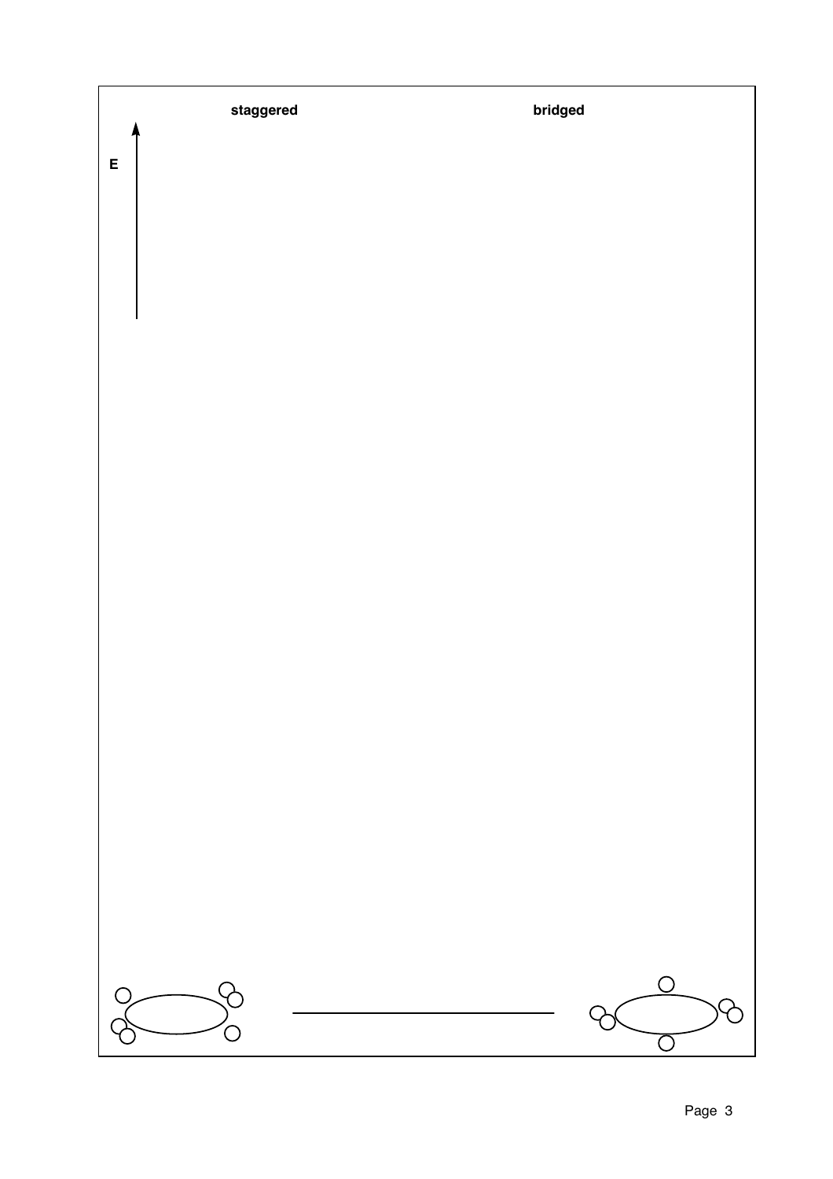**staggered**

**bridged**

**E**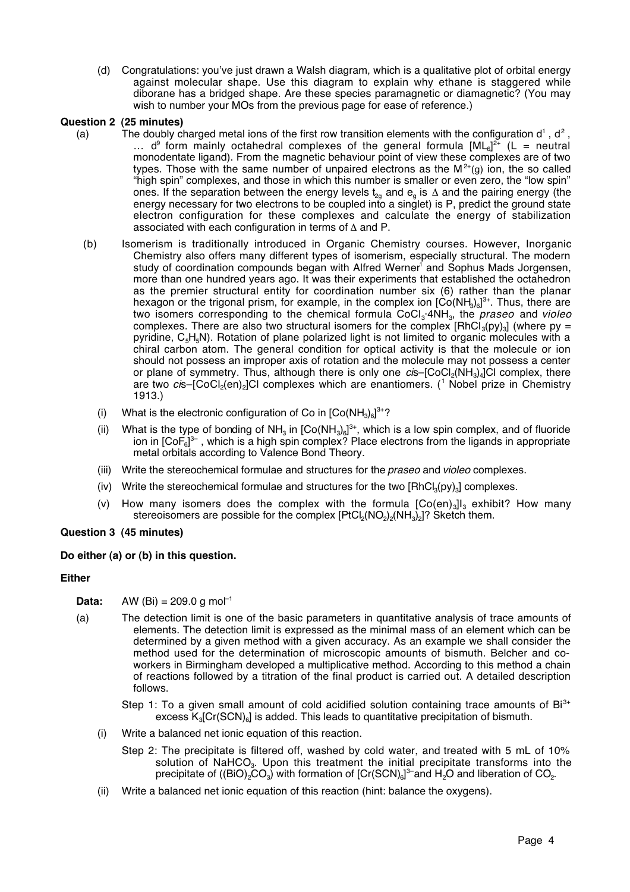(d) Congratulations: you've just drawn a Walsh diagram, which is a qualitative plot of orbital energy against molecular shape. Use this diagram to explain why ethane is staggered while diborane has a bridged shape. Are these species paramagnetic or diamagnetic? (You may wish to number your MOs from the previous page for ease of reference.)

**Question 2 (25 minutes)**

(a) The doubly charged metal ions of the first row transition elements with the configuration $d^1$, $d^2$, … $d^9$ form mainly octahedral complexes of the general formula $[ML_6]^{2+}$ (L = neutral monodentate ligand). From the magnetic behaviour point of view these complexes are of two types. Those with the same number of unpaired electrons as the $M^{2+}(g)$ ion, the so called "high spin" complexes, and those in which this number is smaller or even zero, the "low spin" ones. If the separation between the energy levels $t_{2g}$ and $e_g$ is $\Delta$ and the pairing energy (the energy necessary for two electrons to be coupled into a singlet) is P, predict the ground state electron configuration for these complexes and calculate the energy of stabilization associated with each configuration in terms of $\Delta$ and P.

(b) Isomerism is traditionally introduced in Organic Chemistry courses. However, Inorganic Chemistry also offers many different types of isomerism, especially structural. The modern study of coordination compounds began with Alfred Werner[1] and Sophus Mads Jorgensen, more than one hundred years ago. It was their experiments that established the octahedron as the premier structural entity for coordination number six (6) rather than the planar hexagon or the trigonal prism, for example, in the complex ion $[Co(NH_3)_6]^{3+}$. Thus, there are two isomers corresponding to the chemical formula $CoCl_3{\cdot}4NH_3$, the *praseo* and *violeo* complexes. There are also two structural isomers for the complex $[RhCl_3(py)_3]$ (where py = pyridine, $C_5H_5N$). Rotation of plane polarized light is not limited to organic molecules with a chiral carbon atom. The general condition for optical activity is that the molecule or ion should not possess an improper axis of rotation and the molecule may not possess a center or plane of symmetry. Thus, although there is only one *cis*–$[CoCl_2(NH_3)_4]Cl$ complex, there are two *cis*–$[CoCl_2(en)_2]Cl$ complexes which are enantiomers. ([1] Nobel prize in Chemistry 1913.)

(i) What is the electronic configuration of Co in $[Co(NH_3)_6]^{3+}$?

(ii) What is the type of bonding of $NH_3$ in $[Co(NH_3)_6]^{3+}$, which is a low spin complex, and of fluoride ion in $[CoF_6]^{3-}$, which is a high spin complex? Place electrons from the ligands in appropriate metal orbitals according to Valence Bond Theory.

(iii) Write the stereochemical formulae and structures for the *praseo* and *violeo* complexes.

(iv) Write the stereochemical formulae and structures for the two $[RhCl_3(py)_3]$ complexes.

(v) How many isomers does the complex with the formula $[Co(en)_3]I_3$ exhibit? How many stereoisomers are possible for the complex $[PtCl_2(NO_2)_2(NH_3)_2]$? Sketch them.

**Question 3 (45 minutes)**

**Do either (a) or (b) in this question.**

**Either**

**Data:** AW (Bi) = 209.0 g mol$^{-1}$

(a) The detection limit is one of the basic parameters in quantitative analysis of trace amounts of elements. The detection limit is expressed as the minimal mass of an element which can be determined by a given method with a given accuracy. As an example we shall consider the method used for the determination of microscopic amounts of bismuth. Belcher and co-workers in Birmingham developed a multiplicative method. According to this method a chain of reactions followed by a titration of the final product is carried out. A detailed description follows.

Step 1: To a given small amount of cold acidified solution containing trace amounts of $Bi^{3+}$ excess $K_3[Cr(SCN)_6]$ is added. This leads to quantitative precipitation of bismuth.

(i) Write a balanced net ionic equation of this reaction.

Step 2: The precipitate is filtered off, washed by cold water, and treated with 5 mL of 10% solution of $NaHCO_3$. Upon this treatment the initial precipitate transforms into the precipitate of $((BiO)_2CO_3)$ with formation of $[Cr(SCN)_6]^{3-}$ and $H_2O$ and liberation of $CO_2$.

(ii) Write a balanced net ionic equation of this reaction (hint: balance the oxygens).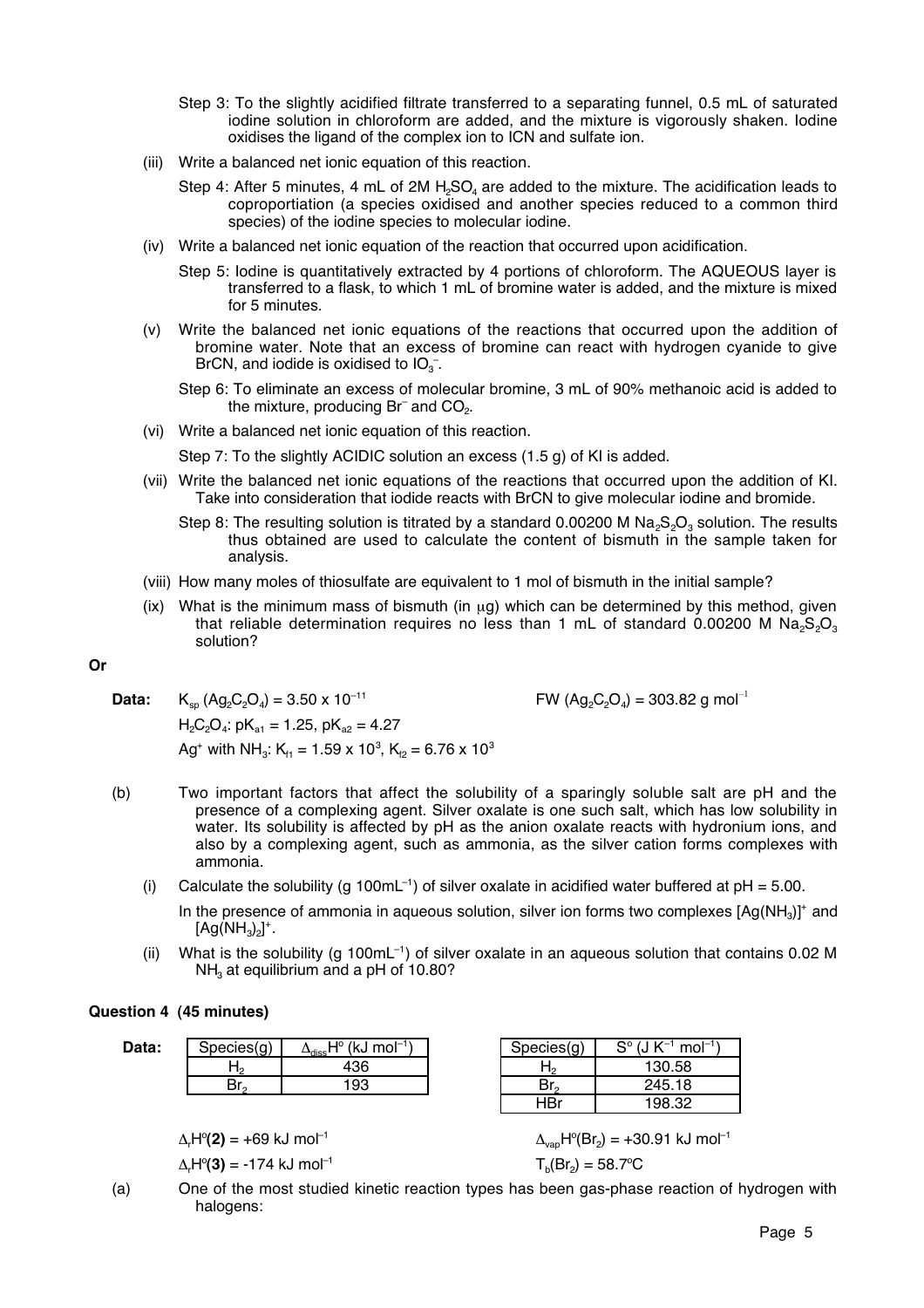Step 3: To the slightly acidified filtrate transferred to a separating funnel, 0.5 mL of saturated iodine solution in chloroform are added, and the mixture is vigorously shaken. Iodine oxidises the ligand of the complex ion to ICN and sulfate ion.

(iii) Write a balanced net ionic equation of this reaction.

Step 4: After 5 minutes, 4 mL of 2M $H_2SO_4$ are added to the mixture. The acidification leads to coproportiation (a species oxidised and another species reduced to a common third species) of the iodine species to molecular iodine.

(iv) Write a balanced net ionic equation of the reaction that occurred upon acidification.

Step 5: Iodine is quantitatively extracted by 4 portions of chloroform. The AQUEOUS layer is transferred to a flask, to which 1 mL of bromine water is added, and the mixture is mixed for 5 minutes.

(v) Write the balanced net ionic equations of the reactions that occurred upon the addition of bromine water. Note that an excess of bromine can react with hydrogen cyanide to give BrCN, and iodide is oxidised to $IO_3^-$.

Step 6: To eliminate an excess of molecular bromine, 3 mL of 90% methanoic acid is added to the mixture, producing $Br^-$ and $CO_2$.

(vi) Write a balanced net ionic equation of this reaction.

Step 7: To the slightly ACIDIC solution an excess (1.5 g) of KI is added.

(vii) Write the balanced net ionic equations of the reactions that occurred upon the addition of KI. Take into consideration that iodide reacts with BrCN to give molecular iodine and bromide.

Step 8: The resulting solution is titrated by a standard 0.00200 M $Na_2S_2O_3$ solution. The results thus obtained are used to calculate the content of bismuth in the sample taken for analysis.

(viii) How many moles of thiosulfate are equivalent to 1 mol of bismuth in the initial sample?

(ix) What is the minimum mass of bismuth (in μg) which can be determined by this method, given that reliable determination requires no less than 1 mL of standard 0.00200 M $Na_2S_2O_3$ solution?

**Or**

**Data:** $K_{sp}$ ($Ag_2C_2O_4$) = $3.50 \times 10^{-11}$ FW ($Ag_2C_2O_4$) = 303.82 g mol$^{-1}$

$H_2C_2O_4$: $pK_{a1}$ = 1.25, $pK_{a2}$ = 4.27

$Ag^+$ with $NH_3$: $K_{f1} = 1.59 \times 10^3$, $K_{f2} = 6.76 \times 10^3$

(b) Two important factors that affect the solubility of a sparingly soluble salt are pH and the presence of a complexing agent. Silver oxalate is one such salt, which has low solubility in water. Its solubility is affected by pH as the anion oxalate reacts with hydronium ions, and also by a complexing agent, such as ammonia, as the silver cation forms complexes with ammonia.

(i) Calculate the solubility (g 100mL$^{-1}$) of silver oxalate in acidified water buffered at pH = 5.00.

In the presence of ammonia in aqueous solution, silver ion forms two complexes $[Ag(NH_3)]^+$ and $[Ag(NH_3)_2]^+$.

(ii) What is the solubility (g 100mL$^{-1}$) of silver oxalate in an aqueous solution that contains 0.02 M $NH_3$ at equilibrium and a pH of 10.80?

## Question 4 (45 minutes)

**Data:**

| Species(g) | $\Delta_{diss}H^o$ (kJ mol$^{-1}$) |
|---|---|
| $H_2$ | 436 |
| $Br_2$ | 193 |

| Species(g) | $S^o$ (J K$^{-1}$ mol$^{-1}$) |
|---|---|
| $H_2$ | 130.58 |
| $Br_2$ | 245.18 |
| HBr | 198.32 |

$\Delta_r H^o$**(2)** = +69 kJ mol$^{-1}$ $\Delta_{vap}H^o(Br_2)$ = +30.91 kJ mol$^{-1}$

$\Delta_r H^o$**(3)** = -174 kJ mol$^{-1}$ $T_b(Br_2)$ = 58.7°C

(a) One of the most studied kinetic reaction types has been gas-phase reaction of hydrogen with halogens: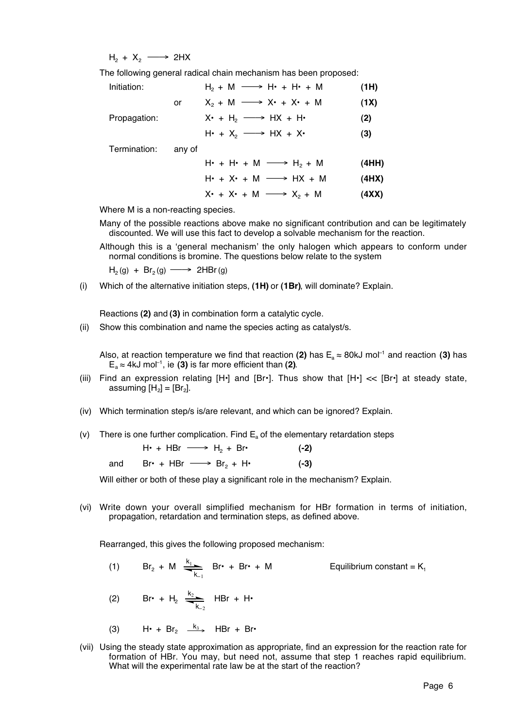$$H_2 + X_2 \longrightarrow 2HX$$

The following general radical chain mechanism has been proposed:

| | | | |
|---|---|---|---|
| Initiation: | | $H_2 + M \longrightarrow H\cdot + H\cdot + M$ | **(1H)** |
| | or | $X_2 + M \longrightarrow X\cdot + X\cdot + M$ | **(1X)** |
| Propagation: | | $X\cdot + H_2 \longrightarrow HX + H\cdot$ | **(2)** |
| | | $H\cdot + X_2 \longrightarrow HX + X\cdot$ | **(3)** |
| Termination: | any of | | |
| | | $H\cdot + H\cdot + M \longrightarrow H_2 + M$ | **(4HH)** |
| | | $H\cdot + X\cdot + M \longrightarrow HX + M$ | **(4HX)** |
| | | $X\cdot + X\cdot + M \longrightarrow X_2 + M$ | **(4XX)** |

Where M is a non-reacting species.

Many of the possible reactions above make no significant contribution and can be legitimately discounted. We will use this fact to develop a solvable mechanism for the reaction.

Although this is a 'general mechanism' the only halogen which appears to conform under normal conditions is bromine. The questions below relate to the system

$$H_2(g) + Br_2(g) \longrightarrow 2HBr(g)$$

(i) Which of the alternative initiation steps, **(1H)** or **(1Br)**, will dominate? Explain.

Reactions **(2)** and **(3)** in combination form a catalytic cycle.

(ii) Show this combination and name the species acting as catalyst/s.

Also, at reaction temperature we find that reaction **(2)** has $E_a \approx 80\text{kJ mol}^{-1}$ and reaction **(3)** has $E_a \approx 4\text{kJ mol}^{-1}$, ie **(3)** is far more efficient than **(2)**.

(iii) Find an expression relating [H•] and [Br•]. Thus show that [H•] << [Br•] at steady state, assuming $[H_2] = [Br_2]$.

(iv) Which termination step/s is/are relevant, and which can be ignored? Explain.

(v) There is one further complication. Find $E_a$ of the elementary retardation steps

| | | |
|---|---|---|
| | $H\cdot + HBr \longrightarrow H_2 + Br\cdot$ | **(-2)** |
| and | $Br\cdot + HBr \longrightarrow Br_2 + H\cdot$ | **(-3)** |

Will either or both of these play a significant role in the mechanism? Explain.

(vi) Write down your overall simplified mechanism for HBr formation in terms of initiation, propagation, retardation and termination steps, as defined above.

Rearranged, this gives the following proposed mechanism:

(1) $Br_2 + M \underset{k_{-1}}{\overset{k_1}{\rightleftharpoons}} Br\cdot + Br\cdot + M$ Equilibrium constant = $K_1$

(2) $Br\cdot + H_2 \underset{k_{-2}}{\overset{k_2}{\rightleftharpoons}} HBr + H\cdot$

(3) $H\cdot + Br_2 \xrightarrow{k_3} HBr + Br\cdot$

(vii) Using the steady state approximation as appropriate, find an expression for the reaction rate for formation of HBr. You may, but need not, assume that step 1 reaches rapid equilibrium. What will the experimental rate law be at the start of the reaction?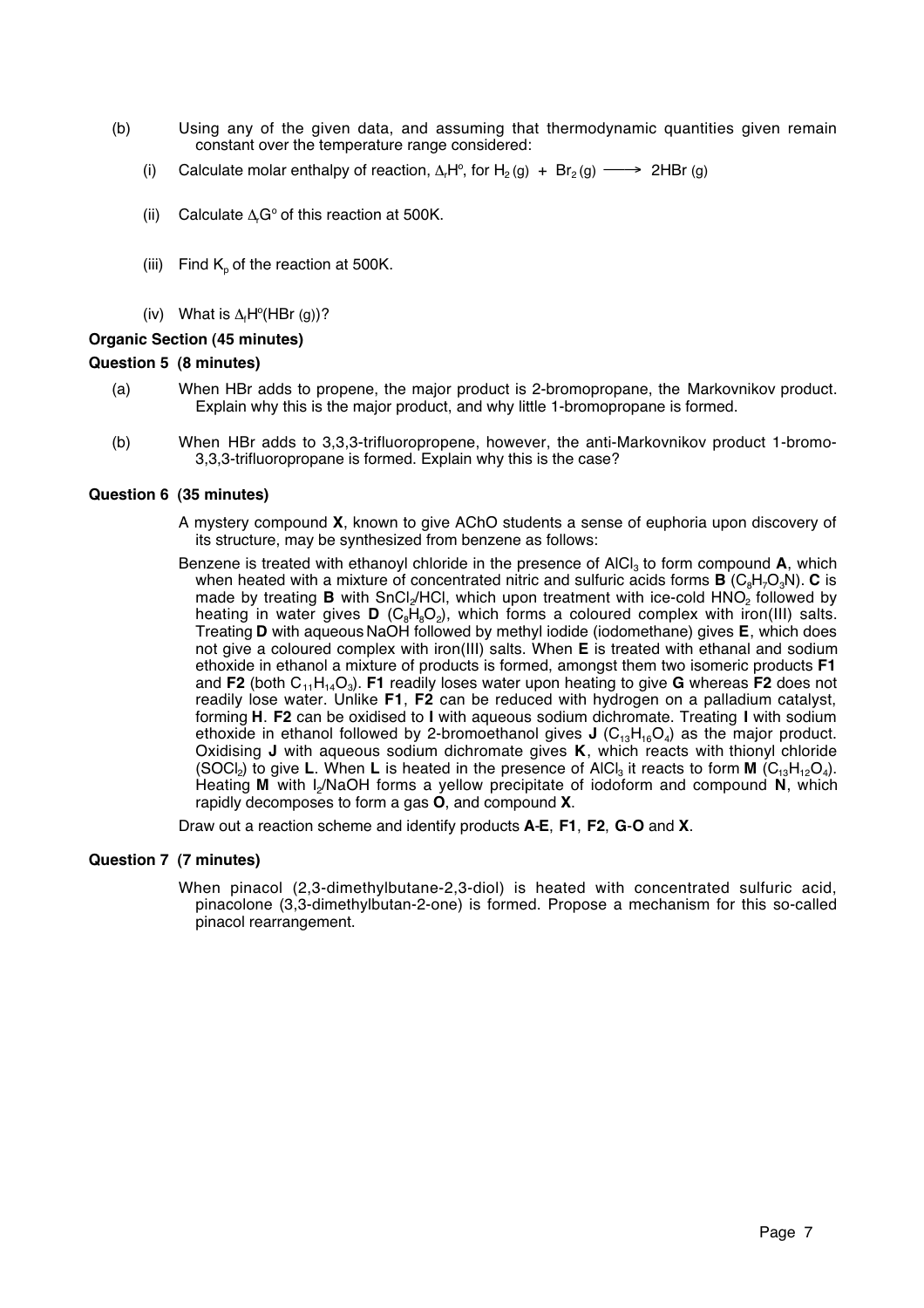(b) Using any of the given data, and assuming that thermodynamic quantities given remain constant over the temperature range considered:

(i) Calculate molar enthalpy of reaction, $\Delta_r H^o$, for $H_2\,(g) + Br_2\,(g) \longrightarrow 2HBr\,(g)$

(ii) Calculate $\Delta_r G^o$ of this reaction at 500K.

(iii) Find $K_p$ of the reaction at 500K.

(iv) What is $\Delta_f H^o(HBr\,(g))$?

**Organic Section (45 minutes)**

**Question 5 (8 minutes)**

(a) When HBr adds to propene, the major product is 2-bromopropane, the Markovnikov product. Explain why this is the major product, and why little 1-bromopropane is formed.

(b) When HBr adds to 3,3,3-trifluoropropene, however, the anti-Markovnikov product 1-bromo-3,3,3-trifluoropropane is formed. Explain why this is the case?

**Question 6 (35 minutes)**

A mystery compound **X**, known to give AChO students a sense of euphoria upon discovery of its structure, may be synthesized from benzene as follows:

Benzene is treated with ethanoyl chloride in the presence of $AlCl_3$ to form compound **A**, which when heated with a mixture of concentrated nitric and sulfuric acids forms **B** ($C_8H_7O_3N$). **C** is made by treating **B** with $SnCl_2$/HCl, which upon treatment with ice-cold $HNO_2$ followed by heating in water gives **D** ($C_8H_8O_2$), which forms a coloured complex with iron(III) salts. Treating **D** with aqueous NaOH followed by methyl iodide (iodomethane) gives **E**, which does not give a coloured complex with iron(III) salts. When **E** is treated with ethanal and sodium ethoxide in ethanol a mixture of products is formed, amongst them two isomeric products **F1** and **F2** (both $C_{11}H_{14}O_3$). **F1** readily loses water upon heating to give **G** whereas **F2** does not readily lose water. Unlike **F1**, **F2** can be reduced with hydrogen on a palladium catalyst, forming **H**. **F2** can be oxidised to **I** with aqueous sodium dichromate. Treating **I** with sodium ethoxide in ethanol followed by 2-bromoethanol gives **J** ($C_{13}H_{16}O_4$) as the major product. Oxidising **J** with aqueous sodium dichromate gives **K**, which reacts with thionyl chloride ($SOCl_2$) to give **L**. When **L** is heated in the presence of $AlCl_3$ it reacts to form **M** ($C_{13}H_{12}O_4$). Heating **M** with $I_2$/NaOH forms a yellow precipitate of iodoform and compound **N**, which rapidly decomposes to form a gas **O**, and compound **X**.

Draw out a reaction scheme and identify products **A**-**E**, **F1**, **F2**, **G**-**O** and **X**.

**Question 7 (7 minutes)**

When pinacol (2,3-dimethylbutane-2,3-diol) is heated with concentrated sulfuric acid, pinacolone (3,3-dimethylbutan-2-one) is formed. Propose a mechanism for this so-called pinacol rearrangement.